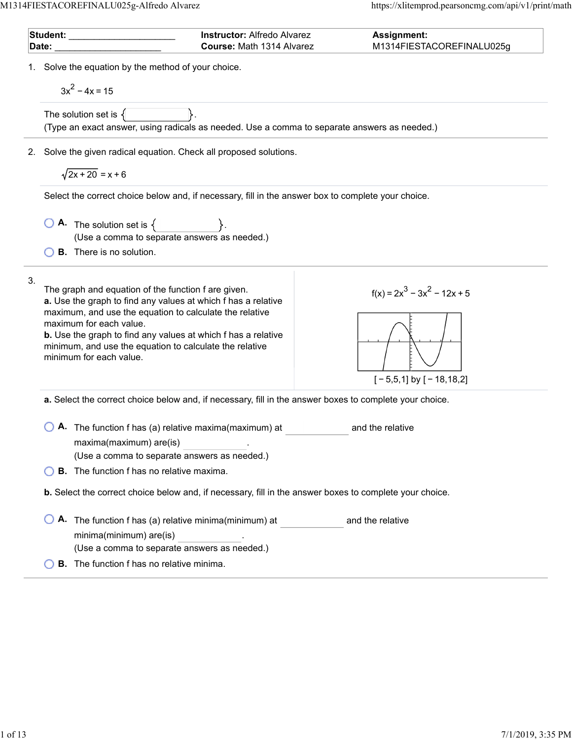| Student: ____________________ | Instructor: Alfredo Alvarez | Assignment: |
| --- | --- | --- |
| Date: ____________________ | Course: Math 1314 Alvarez | M1314FIESTACOREFINALU025g |

1. Solve the equation by the method of your choice.

$$3x^2 - 4x = 15$$

The solution set is $\{\quad\}$.
(Type an exact answer, using radicals as needed. Use a comma to separate answers as needed.)

2. Solve the given radical equation. Check all proposed solutions.

$$\sqrt{2x + 20} = x + 6$$

Select the correct choice below and, if necessary, fill in the answer box to complete your choice.

- **A.** The solution set is $\{\quad\}$.
  (Use a comma to separate answers as needed.)
- **B.** There is no solution.

3. The graph and equation of the function f are given.
**a.** Use the graph to find any values at which f has a relative maximum, and use the equation to calculate the relative maximum for each value.
**b.** Use the graph to find any values at which f has a relative minimum, and use the equation to calculate the relative minimum for each value.

$$f(x) = 2x^3 - 3x^2 - 12x + 5$$

$[-5,5,1]$ by $[-18,18,2]$

**a.** Select the correct choice below and, if necessary, fill in the answer boxes to complete your choice.

- **A.** The function f has (a) relative maxima(maximum) at ________ and the relative maxima(maximum) are(is) ________.
  (Use a comma to separate answers as needed.)
- **B.** The function f has no relative maxima.

**b.** Select the correct choice below and, if necessary, fill in the answer boxes to complete your choice.

- **A.** The function f has (a) relative minima(minimum) at ________ and the relative minima(minimum) are(is) ________.
  (Use a comma to separate answers as needed.)
- **B.** The function f has no relative minima.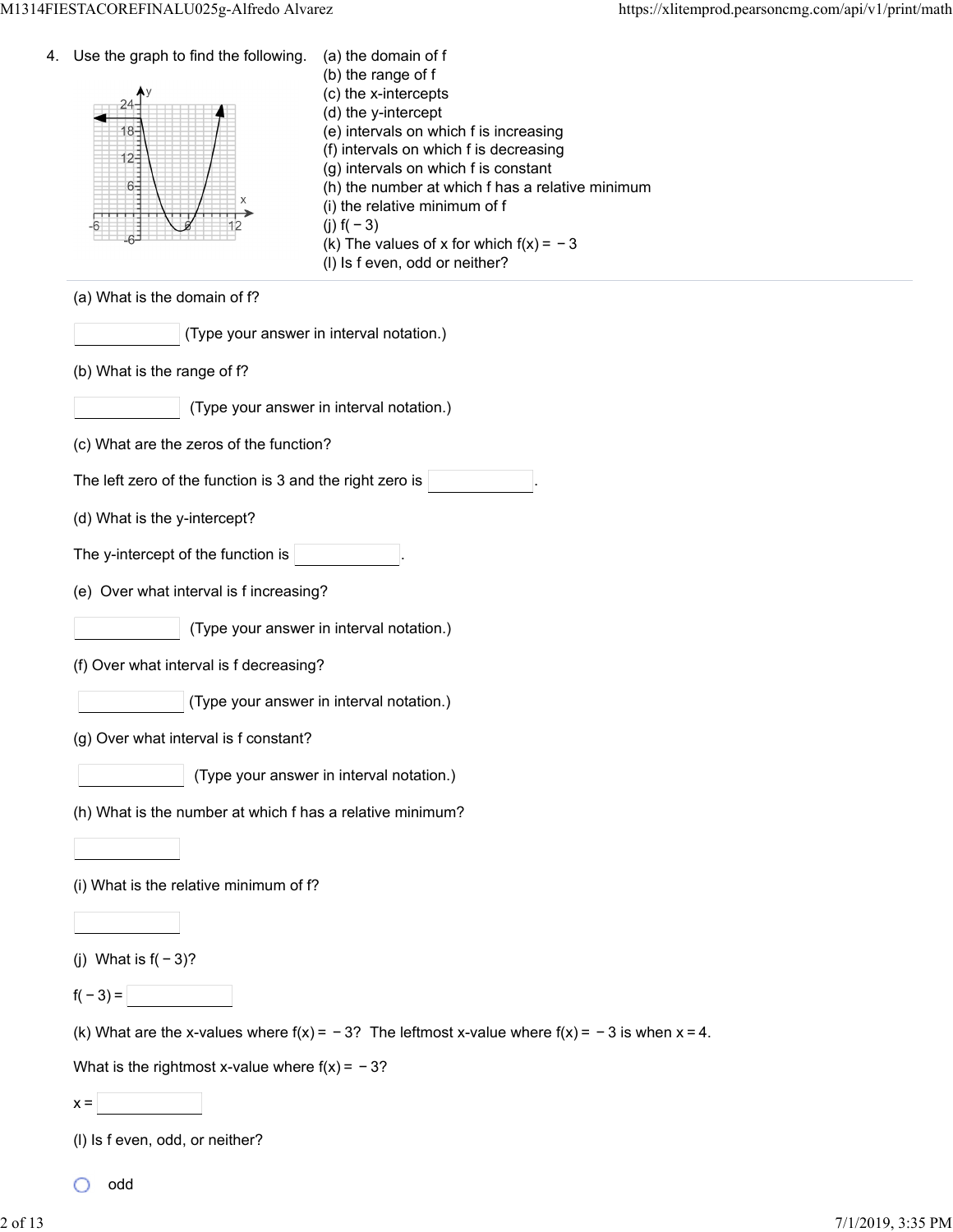4. Use the graph to find the following.

(a) the domain of f
(b) the range of f
(c) the x-intercepts
(d) the y-intercept
(e) intervals on which f is increasing
(f) intervals on which f is decreasing
(g) intervals on which f is constant
(h) the number at which f has a relative minimum
(i) the relative minimum of f
(j) f( − 3)
(k) The values of x for which f(x) = − 3
(l) Is f even, odd or neither?

(a) What is the domain of f?

______ (Type your answer in interval notation.)

(b) What is the range of f?

______ (Type your answer in interval notation.)

(c) What are the zeros of the function?

The left zero of the function is 3 and the right zero is ______.

(d) What is the y-intercept?

The y-intercept of the function is ______.

(e) Over what interval is f increasing?

______ (Type your answer in interval notation.)

(f) Over what interval is f decreasing?

______ (Type your answer in interval notation.)

(g) Over what interval is f constant?

______ (Type your answer in interval notation.)

(h) What is the number at which f has a relative minimum?

______

(i) What is the relative minimum of f?

______

(j) What is f( − 3)?

f( − 3) = ______

(k) What are the x-values where f(x) = − 3? The leftmost x-value where f(x) = − 3 is when x = 4.

What is the rightmost x-value where f(x) = − 3?

x = ______

(l) Is f even, odd, or neither?

- odd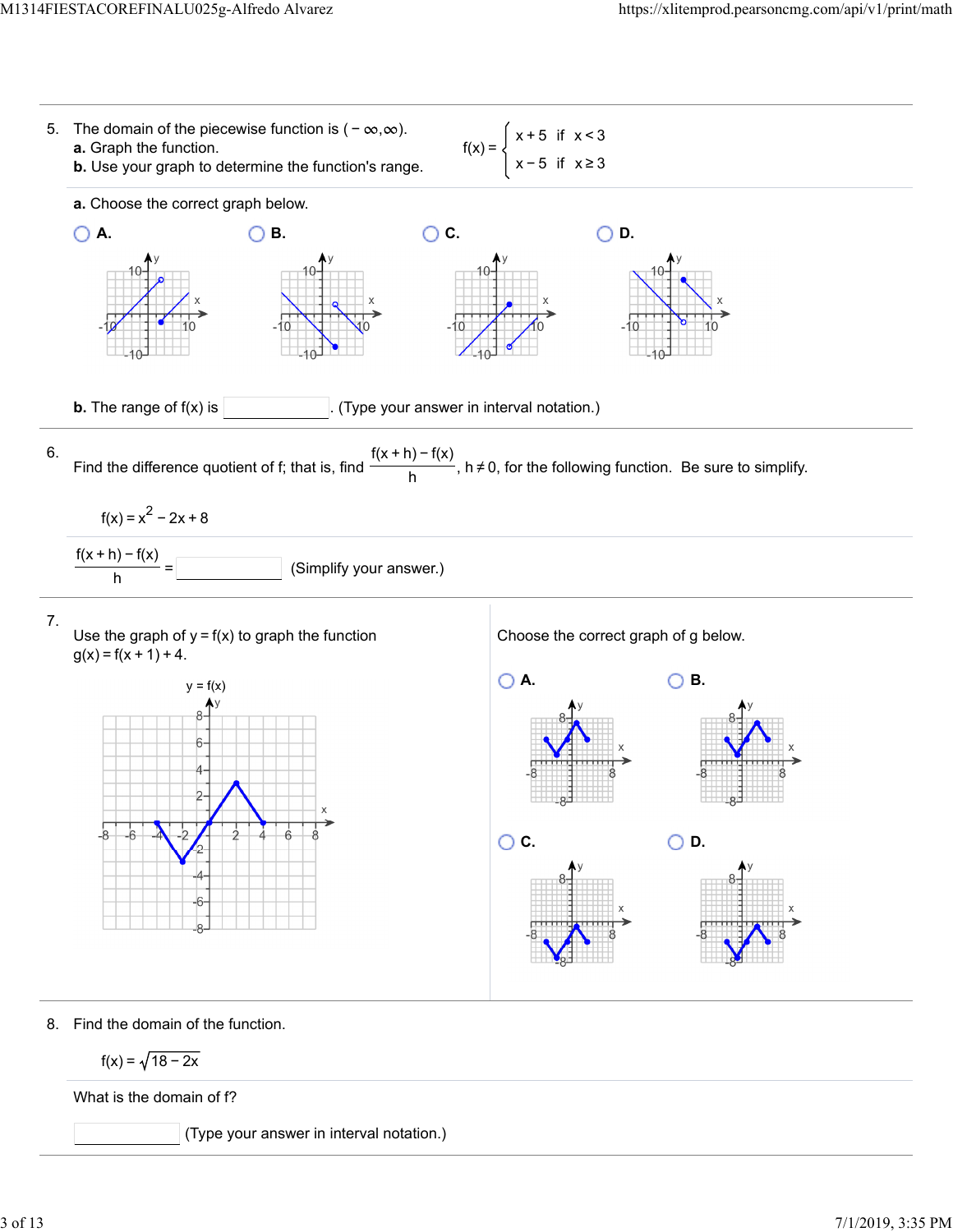5. The domain of the piecewise function is $(-\infty, \infty)$.
**a.** Graph the function.
**b.** Use your graph to determine the function's range.

$$f(x) = \begin{cases} x+5 & \text{if } x<3 \\ x-5 & \text{if } x \geq 3 \end{cases}$$

**a.** Choose the correct graph below.

- A.
- B.
- C.
- D.

**b.** The range of f(x) is ________. (Type your answer in interval notation.)

---

6. Find the difference quotient of f; that is, find $\frac{f(x+h)-f(x)}{h}$, $h \neq 0$, for the following function. Be sure to simplify.

$f(x) = x^2 - 2x + 8$

$\frac{f(x+h)-f(x)}{h}$ = ________ (Simplify your answer.)

---

7. Use the graph of $y = f(x)$ to graph the function $g(x) = f(x+1) + 4$.

y = f(x)

Choose the correct graph of g below.

- A.
- B.
- C.
- D.

---

8. Find the domain of the function.

$f(x) = \sqrt{18-2x}$

What is the domain of f?

________ (Type your answer in interval notation.)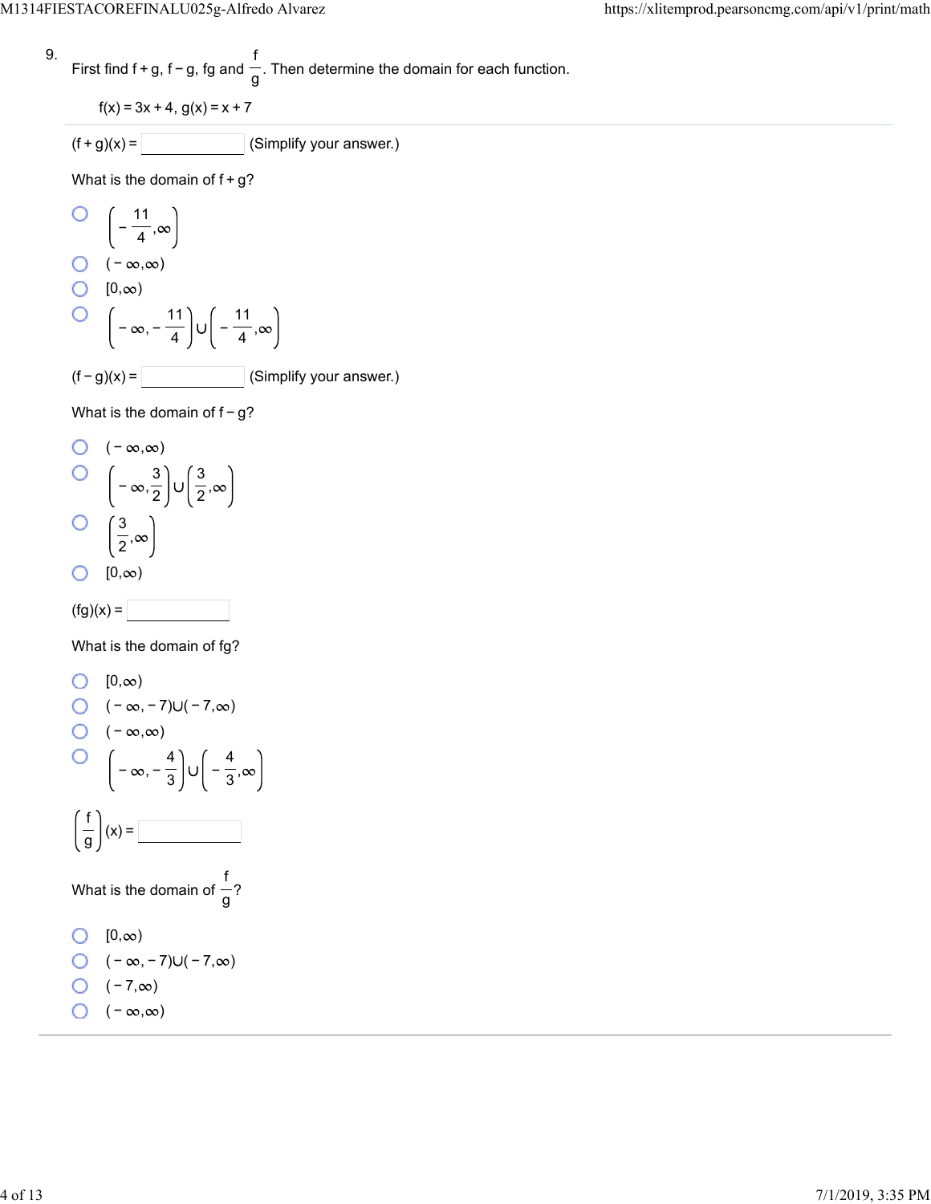9. First find f + g, f − g, fg and $\frac{f}{g}$. Then determine the domain for each function.

$f(x) = 3x + 4$, $g(x) = x + 7$

$(f + g)(x) =$ ______ (Simplify your answer.)

What is the domain of f + g?

- $\left(-\frac{11}{4}, \infty\right)$
- $(-\infty, \infty)$
- $[0, \infty)$
- $\left(-\infty, -\frac{11}{4}\right) \cup \left(-\frac{11}{4}, \infty\right)$

$(f - g)(x) =$ ______ (Simplify your answer.)

What is the domain of f − g?

- $(-\infty, \infty)$
- $\left(-\infty, \frac{3}{2}\right) \cup \left(\frac{3}{2}, \infty\right)$
- $\left(\frac{3}{2}, \infty\right)$
- $[0, \infty)$

$(fg)(x) =$ ______

What is the domain of fg?

- $[0, \infty)$
- $(-\infty, -7) \cup (-7, \infty)$
- $(-\infty, \infty)$
- $\left(-\infty, -\frac{4}{3}\right) \cup \left(-\frac{4}{3}, \infty\right)$

$\left(\frac{f}{g}\right)(x) =$ ______

What is the domain of $\frac{f}{g}$?

- $[0, \infty)$
- $(-\infty, -7) \cup (-7, \infty)$
- $(-7, \infty)$
- $(-\infty, \infty)$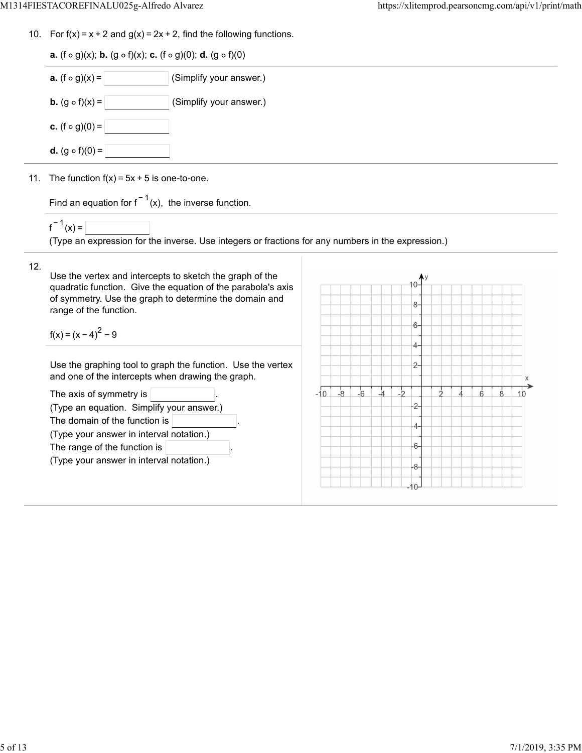10. For $f(x) = x + 2$ and $g(x) = 2x + 2$, find the following functions.

**a.** $(f \circ g)(x)$; **b.** $(g \circ f)(x)$; **c.** $(f \circ g)(0)$; **d.** $(g \circ f)(0)$

**a.** $(f \circ g)(x) =$ ______ (Simplify your answer.)

**b.** $(g \circ f)(x) =$ ______ (Simplify your answer.)

**c.** $(f \circ g)(0) =$ ______

**d.** $(g \circ f)(0) =$ ______

---

11. The function $f(x) = 5x + 5$ is one-to-one.

Find an equation for $f^{-1}(x)$, the inverse function.

$f^{-1}(x) =$ ______

(Type an expression for the inverse. Use integers or fractions for any numbers in the expression.)

---

12. Use the vertex and intercepts to sketch the graph of the quadratic function. Give the equation of the parabola's axis of symmetry. Use the graph to determine the domain and range of the function.

$f(x) = (x - 4)^2 - 9$

Use the graphing tool to graph the function. Use the vertex and one of the intercepts when drawing the graph.

The axis of symmetry is ______.
(Type an equation. Simplify your answer.)

The domain of the function is ______.
(Type your answer in interval notation.)

The range of the function is ______.
(Type your answer in interval notation.)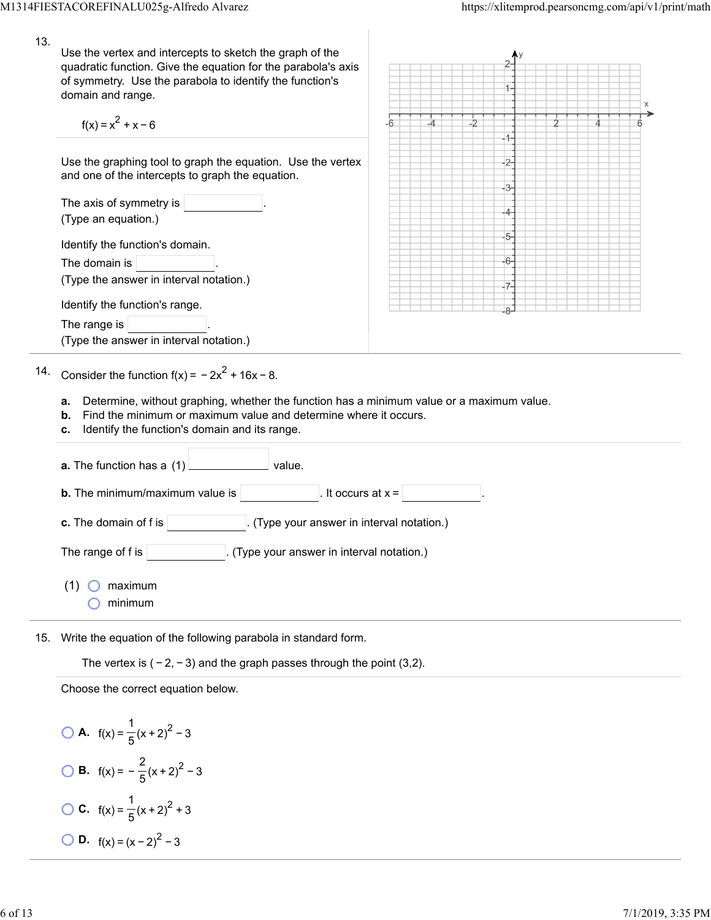13\.

Use the vertex and intercepts to sketch the graph of the quadratic function. Give the equation for the parabola's axis of symmetry. Use the parabola to identify the function's domain and range.

$f(x) = x^2 + x - 6$

Use the graphing tool to graph the equation. Use the vertex and one of the intercepts to graph the equation.

The axis of symmetry is \_\_\_\_\_\_\_\_\_\_.
(Type an equation.)

Identify the function's domain.

The domain is \_\_\_\_\_\_\_\_\_\_.
(Type the answer in interval notation.)

Identify the function's range.

The range is \_\_\_\_\_\_\_\_\_\_.
(Type the answer in interval notation.)

14\. Consider the function $f(x) = -2x^2 + 16x - 8$.

**a.** Determine, without graphing, whether the function has a minimum value or a maximum value.
**b.** Find the minimum or maximum value and determine where it occurs.
**c.** Identify the function's domain and its range.

**a.** The function has a (1) \_\_\_\_\_\_\_\_\_\_ value.

**b.** The minimum/maximum value is \_\_\_\_\_\_\_\_\_\_. It occurs at x = \_\_\_\_\_\_\_\_\_\_.

**c.** The domain of f is \_\_\_\_\_\_\_\_\_\_. (Type your answer in interval notation.)

The range of f is \_\_\_\_\_\_\_\_\_\_. (Type your answer in interval notation.)

(1)
- ○ maximum
- ○ minimum

15\. Write the equation of the following parabola in standard form.

The vertex is $(-2, -3)$ and the graph passes through the point $(3,2)$.

Choose the correct equation below.

- ○ **A.** $f(x) = \frac{1}{5}(x+2)^2 - 3$
- ○ **B.** $f(x) = -\frac{2}{5}(x+2)^2 - 3$
- ○ **C.** $f(x) = \frac{1}{5}(x+2)^2 + 3$
- ○ **D.** $f(x) = (x-2)^2 - 3$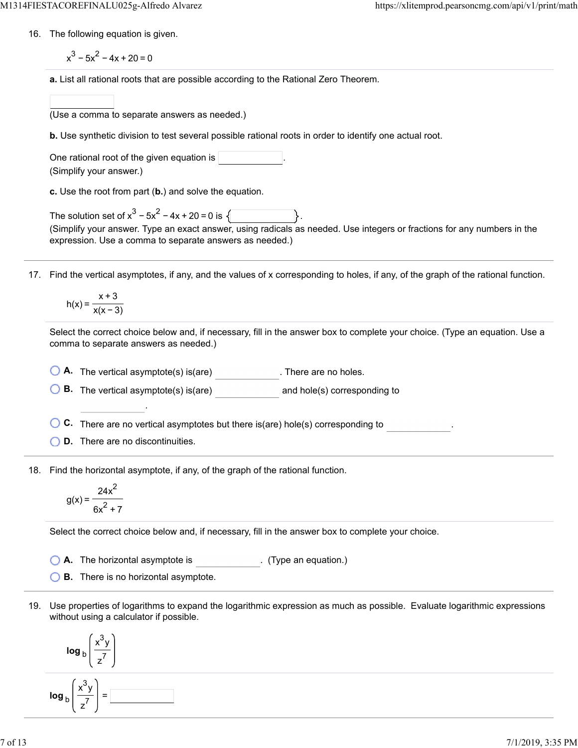16. The following equation is given.

$$x^3 - 5x^2 - 4x + 20 = 0$$

**a.** List all rational roots that are possible according to the Rational Zero Theorem.

(Use a comma to separate answers as needed.)

**b.** Use synthetic division to test several possible rational roots in order to identify one actual root.

One rational root of the given equation is ______.
(Simplify your answer.)

**c.** Use the root from part (**b.**) and solve the equation.

The solution set of $x^3 - 5x^2 - 4x + 20 = 0$ is $\{$ ______ $\}$.
(Simplify your answer. Type an exact answer, using radicals as needed. Use integers or fractions for any numbers in the expression. Use a comma to separate answers as needed.)

---

17. Find the vertical asymptotes, if any, and the values of x corresponding to holes, if any, of the graph of the rational function.

$$h(x) = \frac{x + 3}{x(x - 3)}$$

Select the correct choice below and, if necessary, fill in the answer box to complete your choice. (Type an equation. Use a comma to separate answers as needed.)

- **A.** The vertical asymptote(s) is(are) ______. There are no holes.
- **B.** The vertical asymptote(s) is(are) ______ and hole(s) corresponding to ______.
- **C.** There are no vertical asymptotes but there is(are) hole(s) corresponding to ______.
- **D.** There are no discontinuities.

---

18. Find the horizontal asymptote, if any, of the graph of the rational function.

$$g(x) = \frac{24x^2}{6x^2 + 7}$$

Select the correct choice below and, if necessary, fill in the answer box to complete your choice.

- **A.** The horizontal asymptote is ______. (Type an equation.)
- **B.** There is no horizontal asymptote.

---

19. Use properties of logarithms to expand the logarithmic expression as much as possible. Evaluate logarithmic expressions without using a calculator if possible.

$$\log_b \left( \frac{x^3 y}{z^7} \right)$$

$$\log_b \left( \frac{x^3 y}{z^7} \right) = \text{______}$$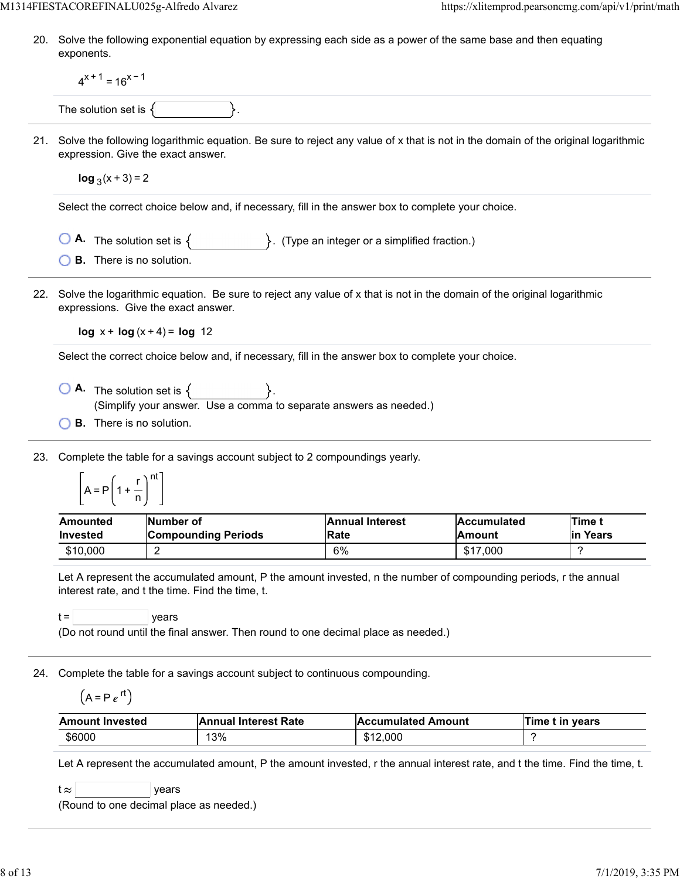20. Solve the following exponential equation by expressing each side as a power of the same base and then equating exponents.

$$4^{x+1} = 16^{x-1}$$

The solution set is { }.

21. Solve the following logarithmic equation. Be sure to reject any value of x that is not in the domain of the original logarithmic expression. Give the exact answer.

$$\log_3(x+3) = 2$$

Select the correct choice below and, if necessary, fill in the answer box to complete your choice.

- A. The solution set is { }. (Type an integer or a simplified fraction.)
- B. There is no solution.

22. Solve the logarithmic equation. Be sure to reject any value of x that is not in the domain of the original logarithmic expressions. Give the exact answer.

$$\log x + \log(x+4) = \log 12$$

Select the correct choice below and, if necessary, fill in the answer box to complete your choice.

- A. The solution set is { }. (Simplify your answer. Use a comma to separate answers as needed.)
- B. There is no solution.

23. Complete the table for a savings account subject to 2 compoundings yearly.

$$\left[A = P\left(1 + \frac{r}{n}\right)^{nt}\right]$$

| Amounted Invested | Number of Compounding Periods | Annual Interest Rate | Accumulated Amount | Time t in Years |
|---|---|---|---|---|
| $10,000 | 2 | 6% | $17,000 | ? |

Let A represent the accumulated amount, P the amount invested, n the number of compounding periods, r the annual interest rate, and t the time. Find the time, t.

t = years
(Do not round until the final answer. Then round to one decimal place as needed.)

24. Complete the table for a savings account subject to continuous compounding.

$$\left(A = Pe^{rt}\right)$$

| Amount Invested | Annual Interest Rate | Accumulated Amount | Time t in years |
|---|---|---|---|
| $6000 | 13% | $12,000 | ? |

Let A represent the accumulated amount, P the amount invested, r the annual interest rate, and t the time. Find the time, t.

t ≈ years
(Round to one decimal place as needed.)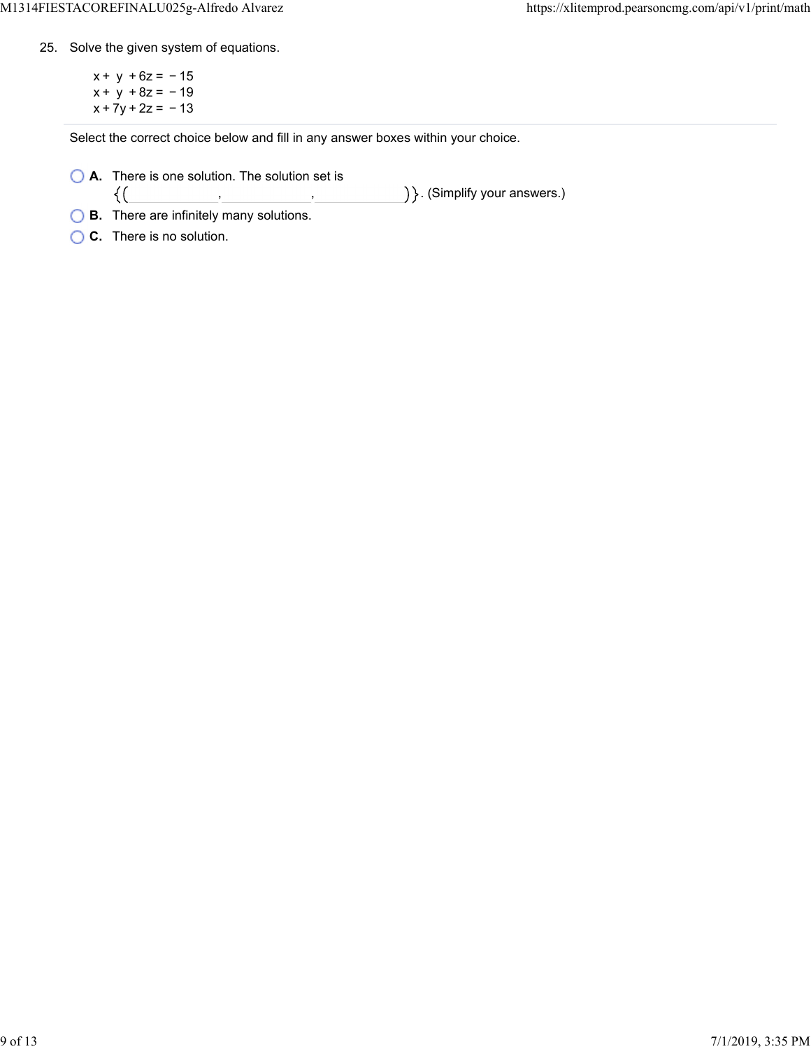25. Solve the given system of equations.

$$
\begin{aligned}
x + y + 6z &= -15 \\
x + y + 8z &= -19 \\
x + 7y + 2z &= -13
\end{aligned}
$$

Select the correct choice below and fill in any answer boxes within your choice.

- **A.** There is one solution. The solution set is $\{(\_\_\_\_, \_\_\_\_, \_\_\_\_)\}$. (Simplify your answers.)
- **B.** There are infinitely many solutions.
- **C.** There is no solution.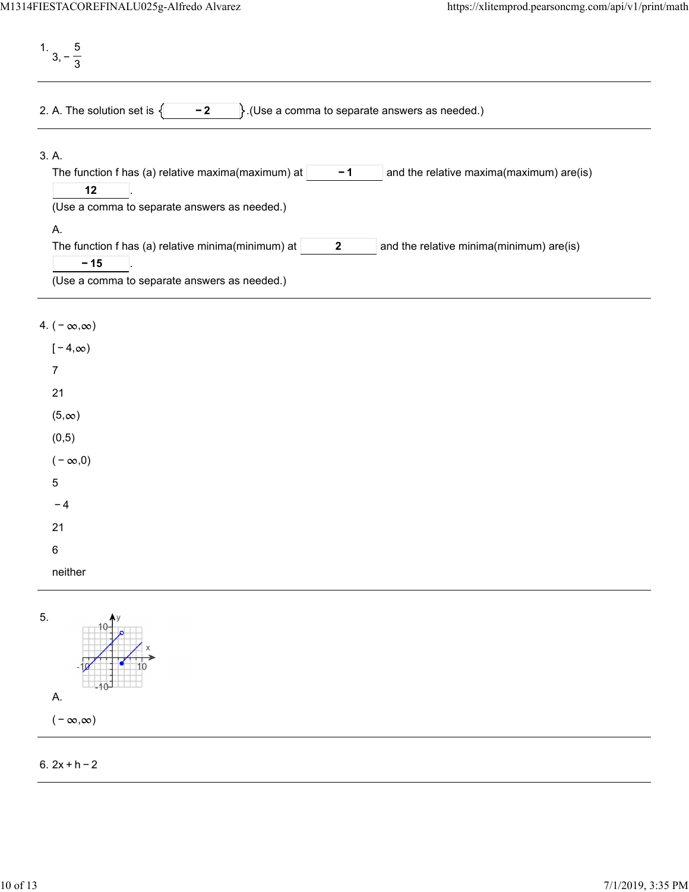1. $3, -\frac{5}{3}$

---

2. A. The solution set is $\{-2\}$.(Use a comma to separate answers as needed.)

---

3. A.
   The function f has (a) relative maxima(maximum) at **$-1$** and the relative maxima(maximum) are(is) **12**.
   (Use a comma to separate answers as needed.)

   A.
   The function f has (a) relative minima(minimum) at **2** and the relative minima(minimum) are(is) **$-15$**.
   (Use a comma to separate answers as needed.)

---

4. $(-\infty,\infty)$

   $[-4,\infty)$

   7

   21

   $(5,\infty)$

   $(0,5)$

   $(-\infty,0)$

   5

   $-4$

   21

   6

   neither

---

5. A.

   $(-\infty,\infty)$

---

6. $2x + h - 2$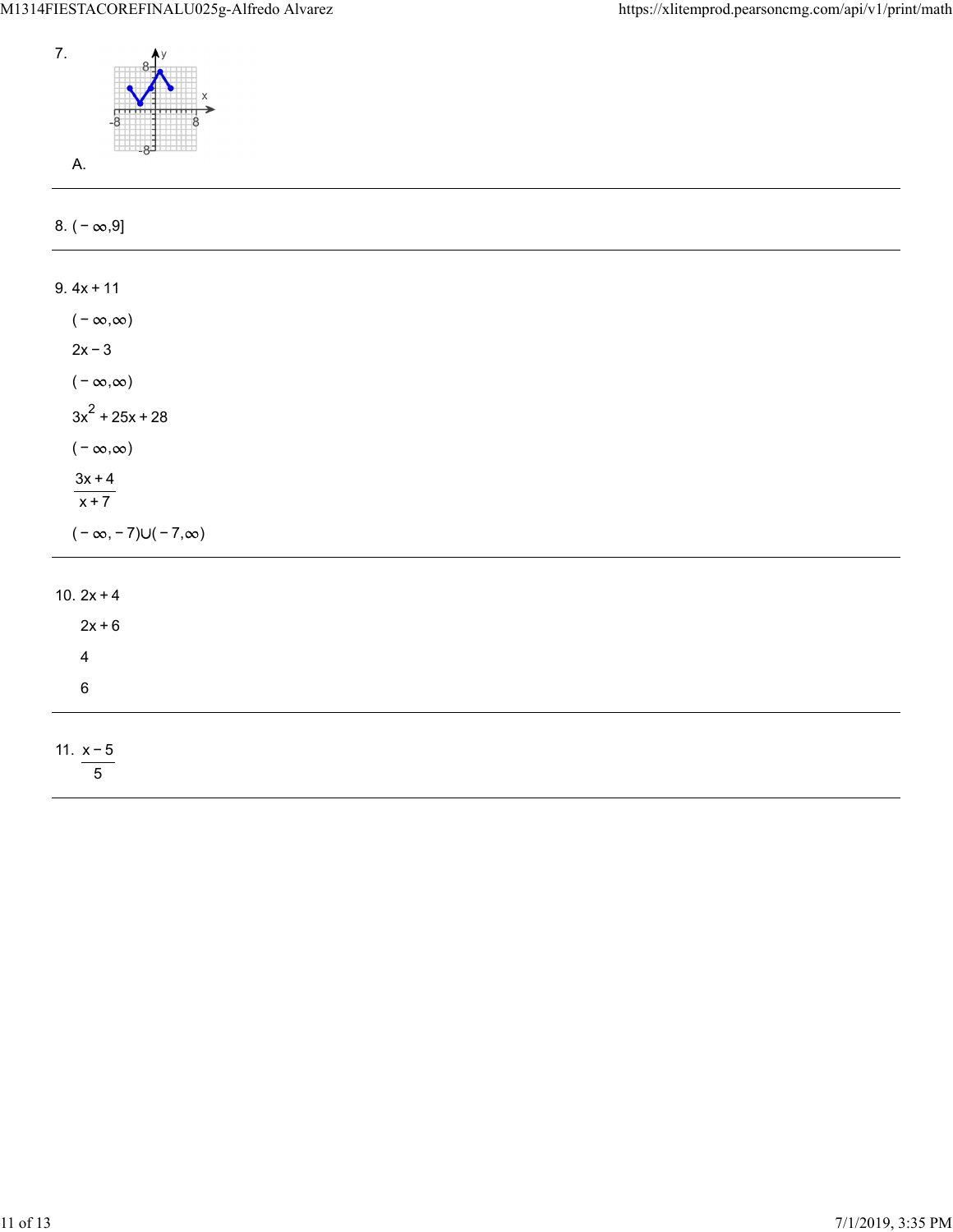7.

A.

---

8. $(-\infty,9]$

---

9. $4x+11$

$(-\infty,\infty)$

$2x-3$

$(-\infty,\infty)$

$3x^2+25x+28$

$(-\infty,\infty)$

$\dfrac{3x+4}{x+7}$

$(-\infty,-7)\cup(-7,\infty)$

---

10. $2x+4$

$2x+6$

$4$

$6$

---

11. $\dfrac{x-5}{5}$

---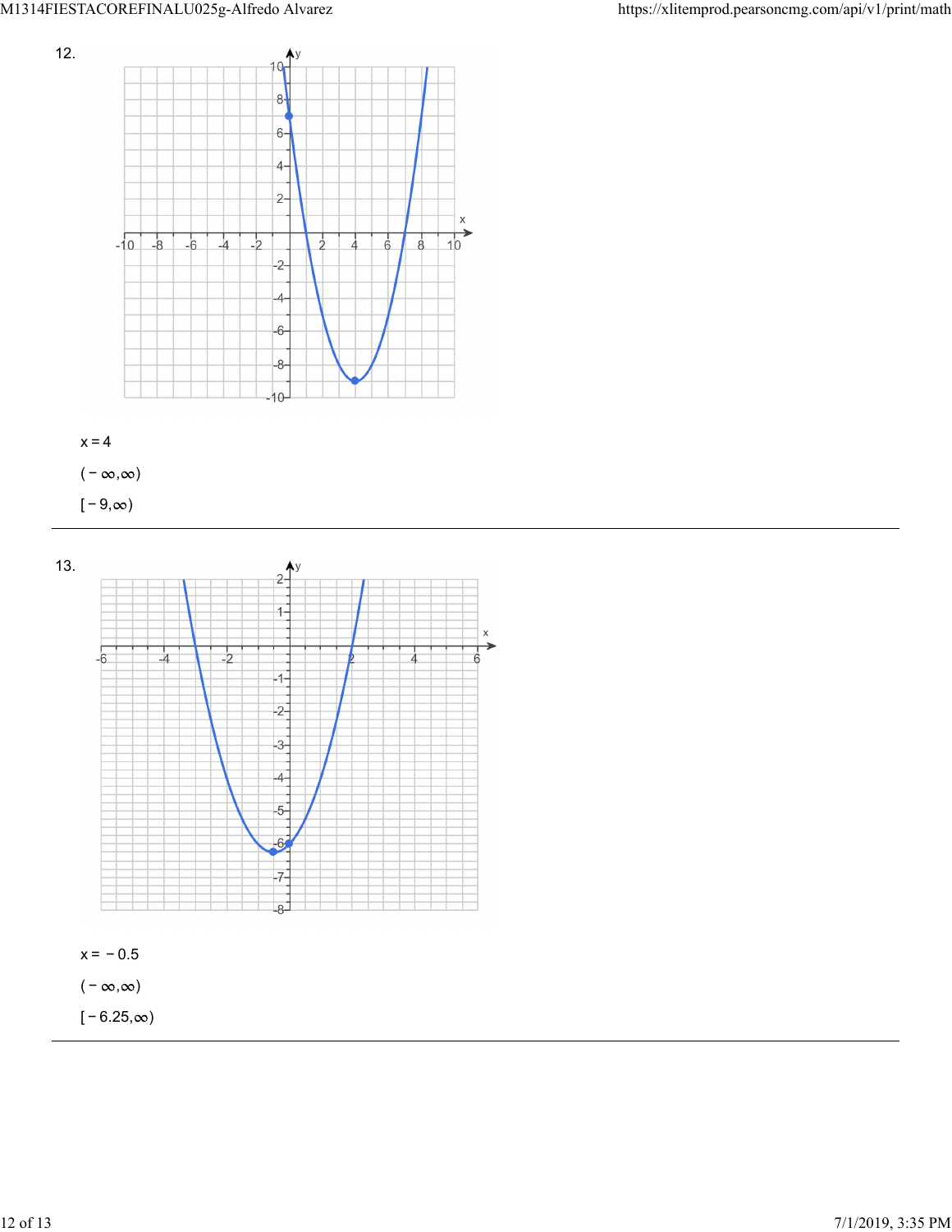12.

$x = 4$

$(-\infty, \infty)$

$[-9, \infty)$

---

13.

$x = -0.5$

$(-\infty, \infty)$

$[-6.25, \infty)$

---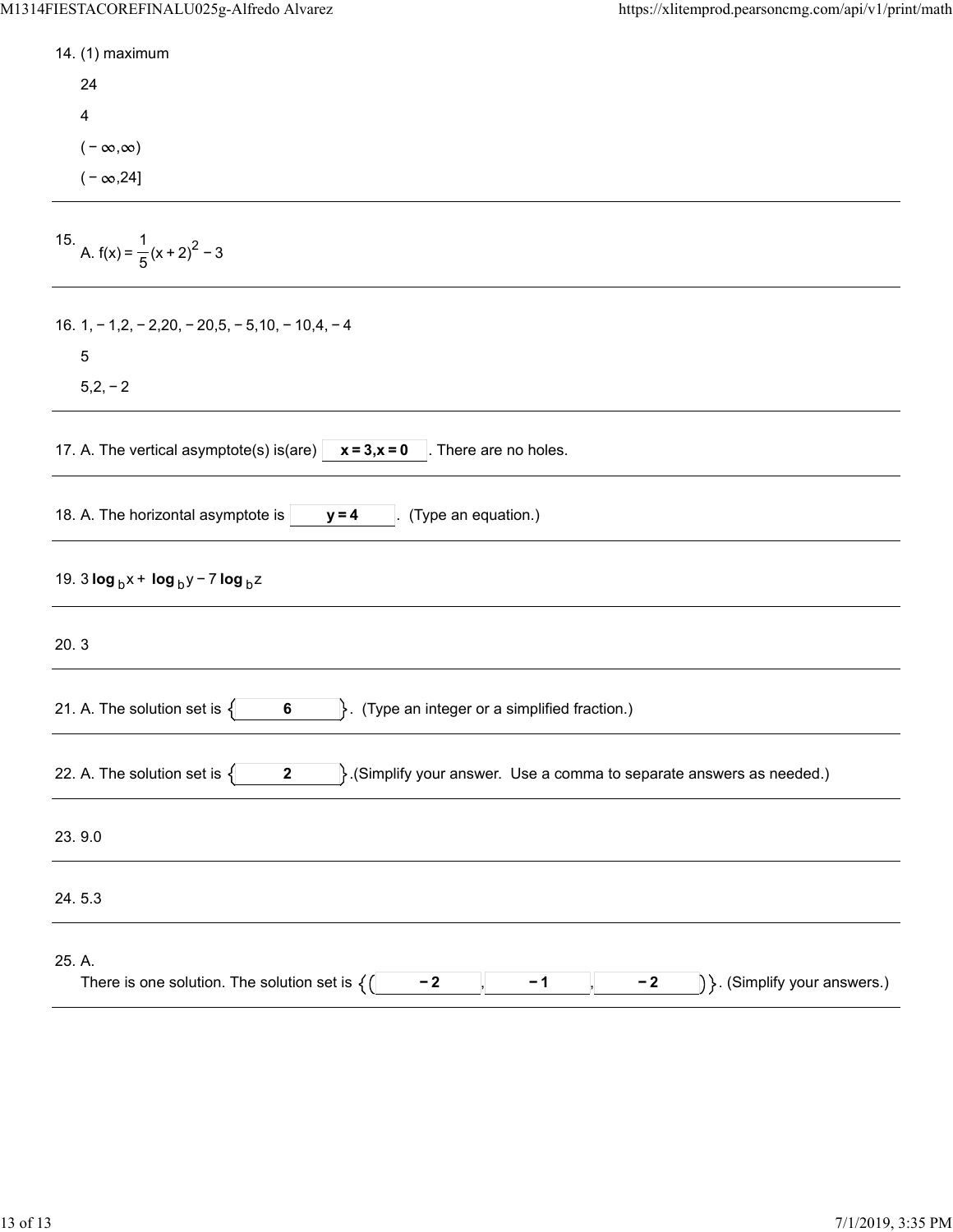14. (1) maximum

24

4

$(-\infty, \infty)$

$(-\infty, 24]$

---

15. A. $f(x) = \frac{1}{5}(x+2)^2 - 3$

---

16. 1, − 1,2, − 2,20, − 20,5, − 5,10, − 10,4, − 4

5

5,2, − 2

---

17. A. The vertical asymptote(s) is(are) **x = 3,x = 0** . There are no holes.

---

18. A. The horizontal asymptote is **y = 4** . (Type an equation.)

---

19. $3 \log_b x + \log_b y - 7 \log_b z$

---

20. 3

---

21. A. The solution set is { **6** }. (Type an integer or a simplified fraction.)

---

22. A. The solution set is { **2** }.(Simplify your answer. Use a comma to separate answers as needed.)

---

23. 9.0

---

24. 5.3

---

25. A.

There is one solution. The solution set is {( **− 2** , **− 1** , **− 2** )}. (Simplify your answers.)